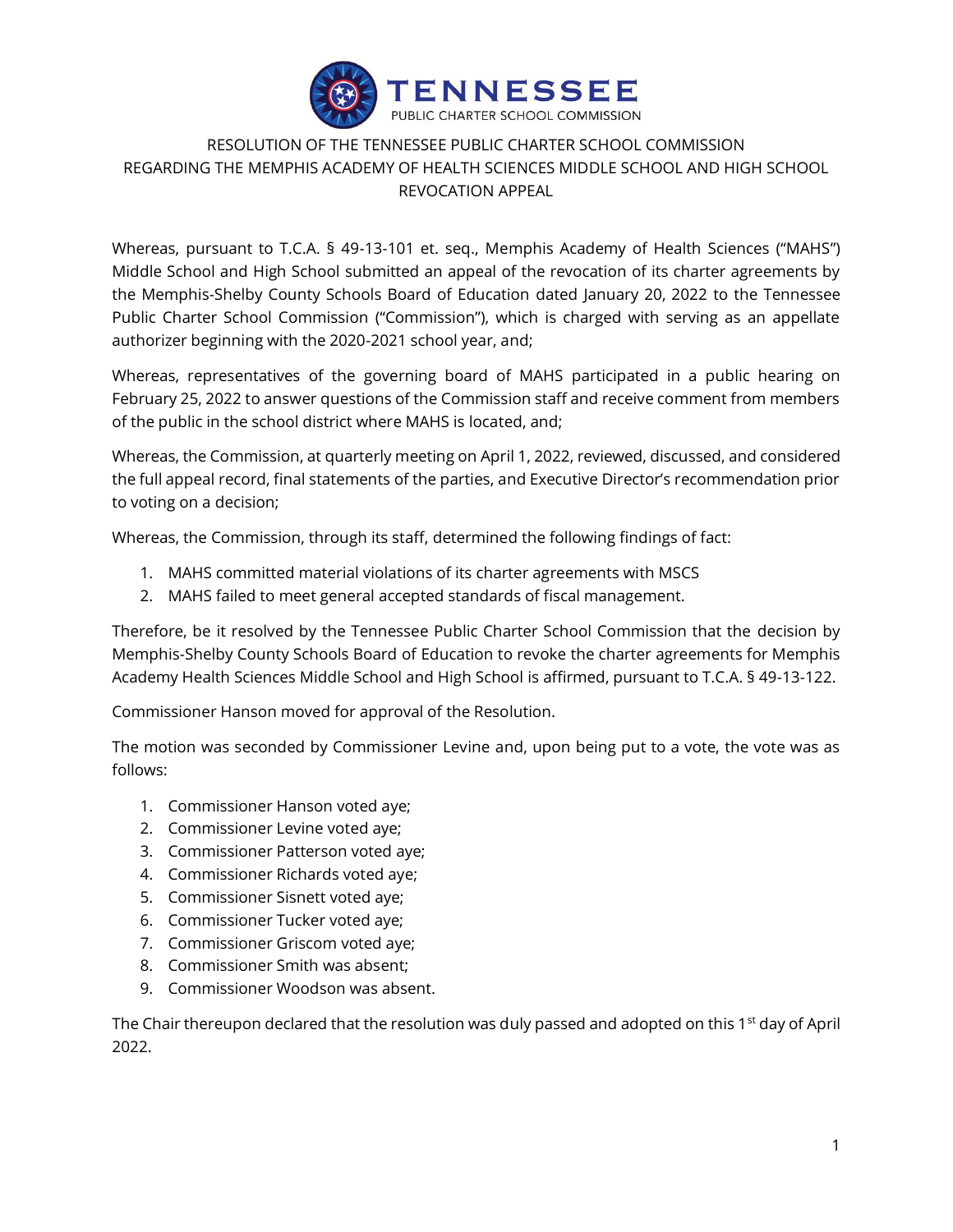TENNESSEE

PUBLIC CHARTER SCHOOL COMMISSION

# RESOLUTION OF THE TENNESSEE PUBLIC CHARTER SCHOOL COMMISSION REGARDING THE MEMPHIS ACADEMY OF HEALTH SCIENCES MIDDLE SCHOOL AND HIGH SCHOOL REVOCATION APPEAL

Whereas, pursuant to T.C.A. § 49-13-101 et. seq., Memphis Academy of Health Sciences ("MAHS") Middle School and High School submitted an appeal of the revocation of its charter agreements by the Memphis-Shelby County Schools Board of Education dated January 20, 2022 to the Tennessee Public Charter School Commission ("Commission"), which is charged with serving as an appellate authorizer beginning with the 2020-2021 school year, and;

Whereas, representatives of the governing board of MAHS participated in a public hearing on February 25, 2022 to answer questions of the Commission staff and receive comment from members of the public in the school district where MAHS is located, and;

Whereas, the Commission, at quarterly meeting on April 1, 2022, reviewed, discussed, and considered the full appeal record, final statements of the parties, and Executive Director's recommendation prior to voting on a decision;

Whereas, the Commission, through its staff, determined the following findings of fact:

1. MAHS committed material violations of its charter agreements with MSCS
2. MAHS failed to meet general accepted standards of fiscal management.

Therefore, be it resolved by the Tennessee Public Charter School Commission that the decision by Memphis-Shelby County Schools Board of Education to revoke the charter agreements for Memphis Academy Health Sciences Middle School and High School is affirmed, pursuant to T.C.A. § 49-13-122.

Commissioner Hanson moved for approval of the Resolution.

The motion was seconded by Commissioner Levine and, upon being put to a vote, the vote was as follows:

1. Commissioner Hanson voted aye;
2. Commissioner Levine voted aye;
3. Commissioner Patterson voted aye;
4. Commissioner Richards voted aye;
5. Commissioner Sisnett voted aye;
6. Commissioner Tucker voted aye;
7. Commissioner Griscom voted aye;
8. Commissioner Smith was absent;
9. Commissioner Woodson was absent.

The Chair thereupon declared that the resolution was duly passed and adopted on this 1st day of April 2022.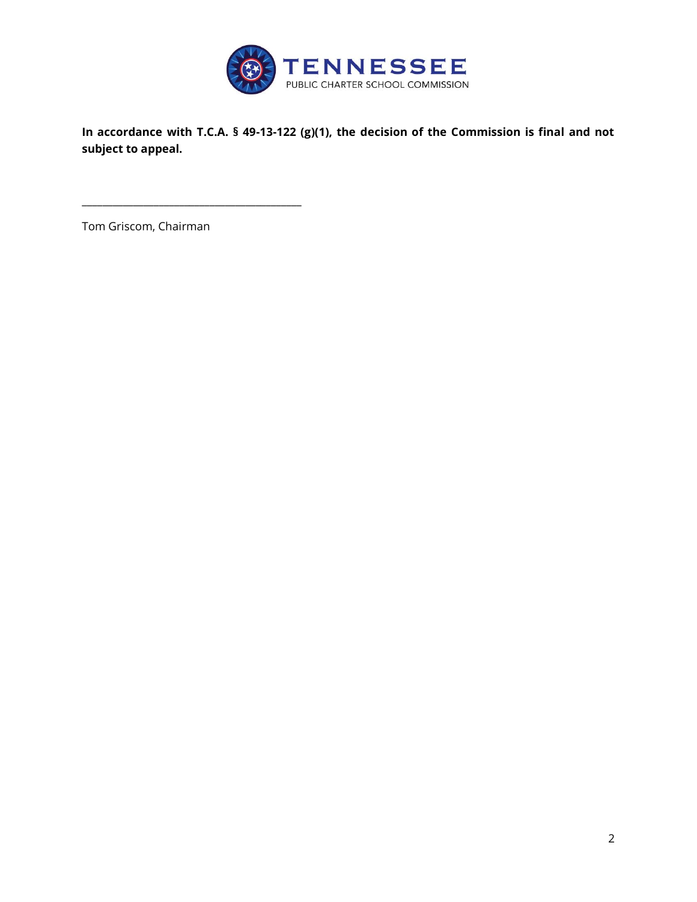**In accordance with T.C.A. § 49-13-122 (g)(1), the decision of the Commission is final and not subject to appeal.**

\_\_\_\_\_\_\_\_\_\_\_\_\_\_\_\_\_\_\_\_\_\_\_\_\_\_\_\_\_\_\_\_\_\_\_\_\_\_\_\_

Tom Griscom, Chairman